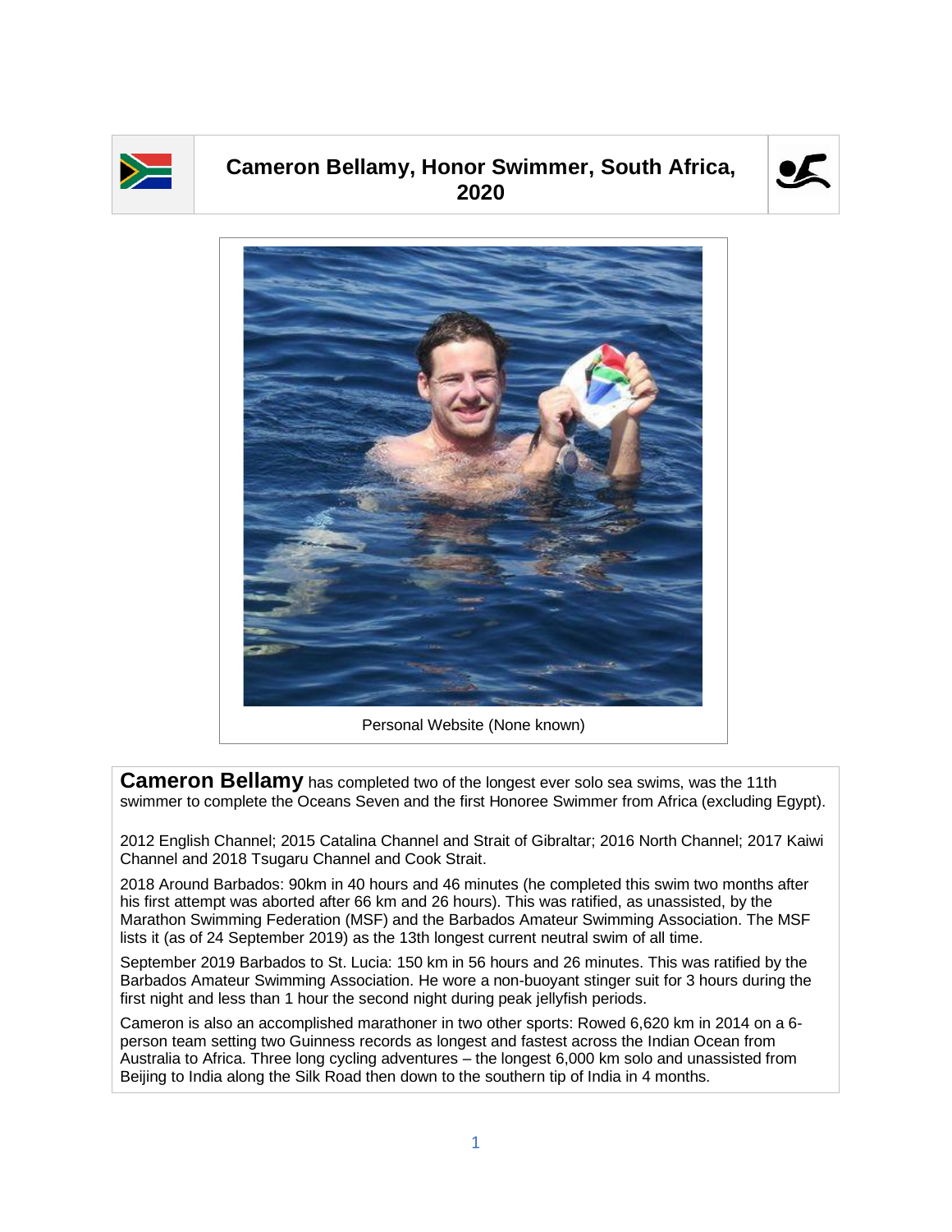# Cameron Bellamy, Honor Swimmer, South Africa, 2020

Personal Website (None known)

**Cameron Bellamy** has completed two of the longest ever solo sea swims, was the 11th swimmer to complete the Oceans Seven and the first Honoree Swimmer from Africa (excluding Egypt).

2012 English Channel; 2015 Catalina Channel and Strait of Gibraltar; 2016 North Channel; 2017 Kaiwi Channel and 2018 Tsugaru Channel and Cook Strait.

2018 Around Barbados: 90km in 40 hours and 46 minutes (he completed this swim two months after his first attempt was aborted after 66 km and 26 hours). This was ratified, as unassisted, by the Marathon Swimming Federation (MSF) and the Barbados Amateur Swimming Association. The MSF lists it (as of 24 September 2019) as the 13th longest current neutral swim of all time.

September 2019 Barbados to St. Lucia: 150 km in 56 hours and 26 minutes. This was ratified by the Barbados Amateur Swimming Association. He wore a non-buoyant stinger suit for 3 hours during the first night and less than 1 hour the second night during peak jellyfish periods.

Cameron is also an accomplished marathoner in two other sports: Rowed 6,620 km in 2014 on a 6-person team setting two Guinness records as longest and fastest across the Indian Ocean from Australia to Africa. Three long cycling adventures – the longest 6,000 km solo and unassisted from Beijing to India along the Silk Road then down to the southern tip of India in 4 months.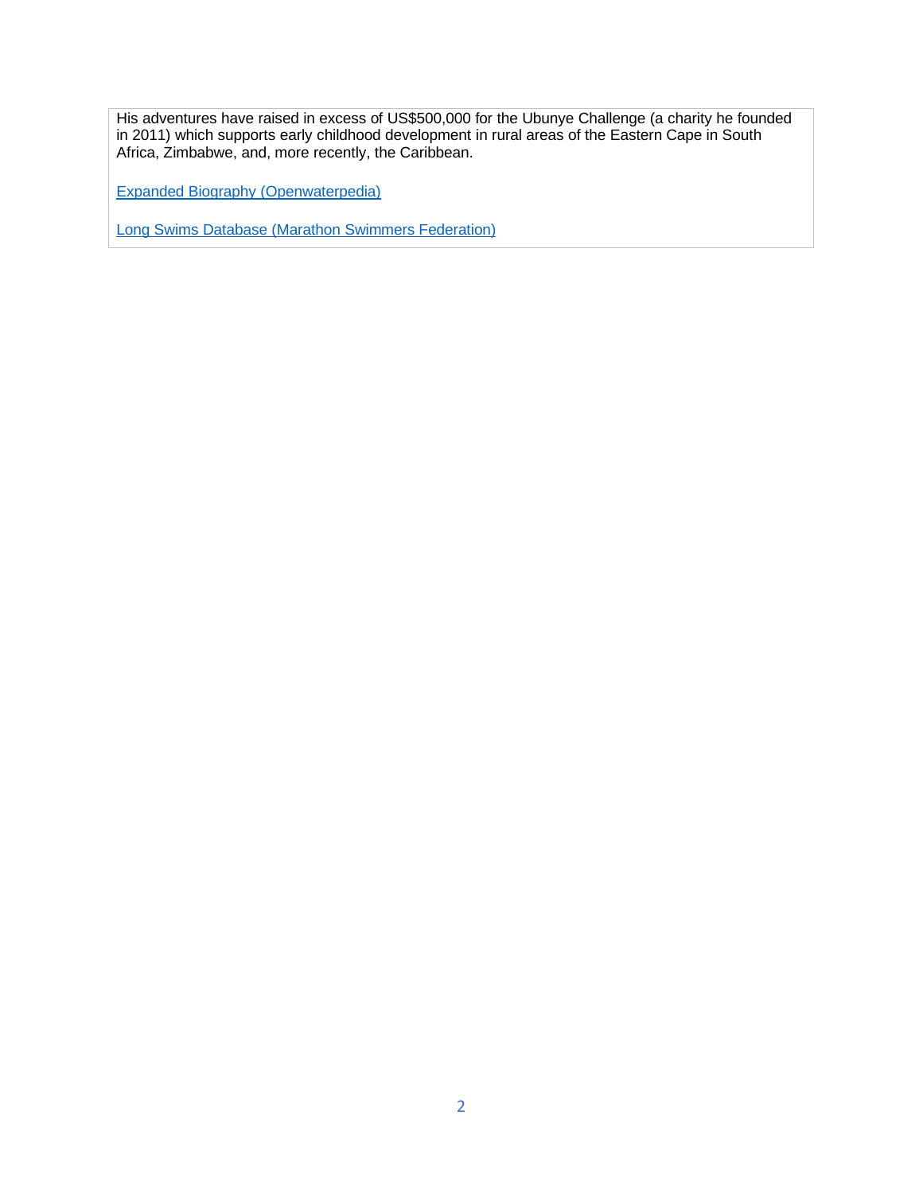His adventures have raised in excess of US$500,000 for the Ubunye Challenge (a charity he founded in 2011) which supports early childhood development in rural areas of the Eastern Cape in South Africa, Zimbabwe, and, more recently, the Caribbean.

Expanded Biography (Openwaterpedia)

Long Swims Database (Marathon Swimmers Federation)